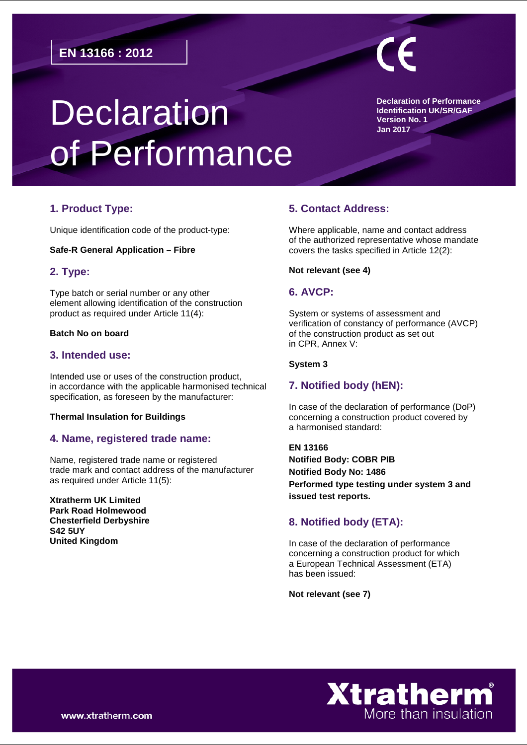**EN 13166 : 2012**

CE

# Declaration of Performance

**Declaration of Performance**
**Identification UK/SR/GAF**
**Version No. 1**
**Jan 2017**

## 1. Product Type:

Unique identification code of the product-type:

**Safe-R General Application – Fibre**

## 2. Type:

Type batch or serial number or any other element allowing identification of the construction product as required under Article 11(4):

**Batch No on board**

## 3. Intended use:

Intended use or uses of the construction product, in accordance with the applicable harmonised technical specification, as foreseen by the manufacturer:

**Thermal Insulation for Buildings**

## 4. Name, registered trade name:

Name, registered trade name or registered trade mark and contact address of the manufacturer as required under Article 11(5):

**Xtratherm UK Limited**
**Park Road Holmewood**
**Chesterfield Derbyshire**
**S42 5UY**
**United Kingdom**

## 5. Contact Address:

Where applicable, name and contact address of the authorized representative whose mandate covers the tasks specified in Article 12(2):

**Not relevant (see 4)**

## 6. AVCP:

System or systems of assessment and verification of constancy of performance (AVCP) of the construction product as set out in CPR, Annex V:

**System 3**

## 7. Notified body (hEN):

In case of the declaration of performance (DoP) concerning a construction product covered by a harmonised standard:

**EN 13166**
**Notified Body: COBR PIB**
**Notified Body No: 1486**
**Performed type testing under system 3 and issued test reports.**

## 8. Notified body (ETA):

In case of the declaration of performance concerning a construction product for which a European Technical Assessment (ETA) has been issued:

**Not relevant (see 7)**

www.xtratherm.com

Xtratherm®
More than insulation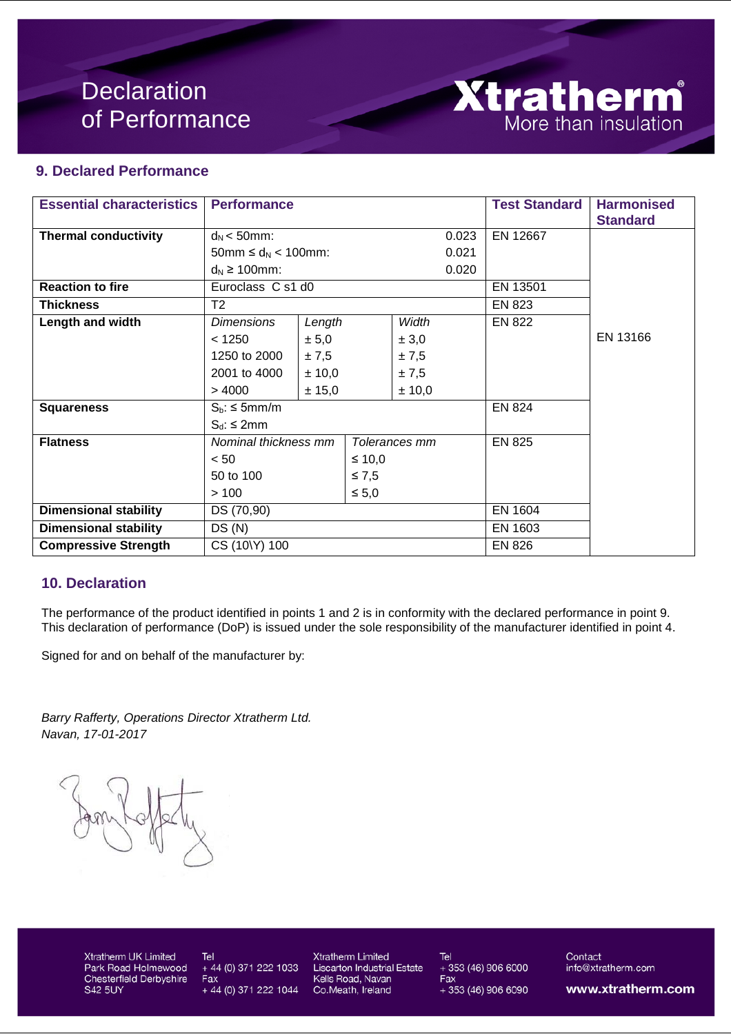## 9. Declared Performance

| Essential characteristics | Performance | | | Test Standard | Harmonised Standard |
|---|---|---|---|---|---|
| **Thermal conductivity** | $d_N < 50mm$: 0.023<br>$50mm \leq d_N < 100mm$: 0.021<br>$d_N \geq 100mm$: 0.020 | | | EN 12667 | EN 13166 |
| **Reaction to fire** | Euroclass C s1 d0 | | | EN 13501 | |
| **Thickness** | T2 | | | EN 823 | |
| **Length and width** | *Dimensions* | *Length* | *Width* | EN 822 | |
| | < 1250 | ± 5,0 | ± 3,0 | | |
| | 1250 to 2000 | ± 7,5 | ± 7,5 | | |
| | 2001 to 4000 | ± 10,0 | ± 7,5 | | |
| | > 4000 | ± 15,0 | ± 10,0 | | |
| **Squareness** | $S_b$: ≤ 5mm/m<br>$S_d$: ≤ 2mm | | | EN 824 | |
| **Flatness** | *Nominal thickness mm* | *Tolerances mm* | | EN 825 | |
| | < 50 | ≤ 10,0 | | | |
| | 50 to 100 | ≤ 7,5 | | | |
| | > 100 | ≤ 5,0 | | | |
| **Dimensional stability** | DS (70,90) | | | EN 1604 | |
| **Dimensional stability** | DS (N) | | | EN 1603 | |
| **Compressive Strength** | CS (10\Y) 100 | | | EN 826 | |

## 10. Declaration

The performance of the product identified in points 1 and 2 is in conformity with the declared performance in point 9. This declaration of performance (DoP) is issued under the sole responsibility of the manufacturer identified in point 4.

Signed for and on behalf of the manufacturer by:

*Barry Rafferty, Operations Director Xtratherm Ltd.*
*Navan, 17-01-2017*